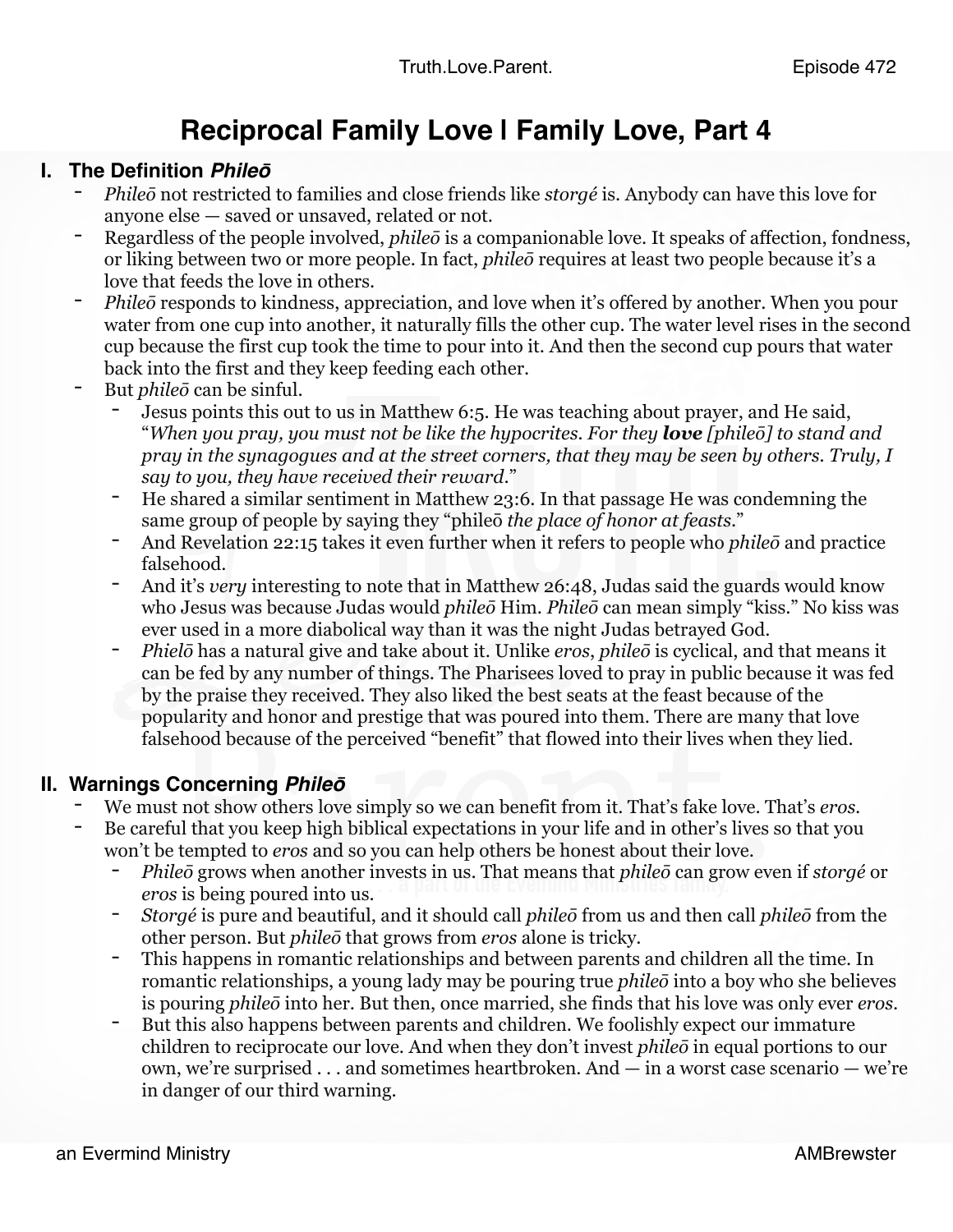# Reciprocal Family Love | Family Love, Part 4

## I. The Definition *Phileō*

- *Phileō* not restricted to families and close friends like *storgé* is. Anybody can have this love for anyone else — saved or unsaved, related or not.
- Regardless of the people involved, *phileō* is a companionable love. It speaks of affection, fondness, or liking between two or more people. In fact, *phileō* requires at least two people because it's a love that feeds the love in others.
- *Phileō* responds to kindness, appreciation, and love when it's offered by another. When you pour water from one cup into another, it naturally fills the other cup. The water level rises in the second cup because the first cup took the time to pour into it. And then the second cup pours that water back into the first and they keep feeding each other.
- But *phileō* can be sinful.
  - Jesus points this out to us in Matthew 6:5. He was teaching about prayer, and He said, "*When you pray, you must not be like the hypocrites. For they* ***love*** *[phileō] to stand and pray in the synagogues and at the street corners, that they may be seen by others. Truly, I say to you, they have received their reward*."
  - He shared a similar sentiment in Matthew 23:6. In that passage He was condemning the same group of people by saying they "phileō *the place of honor at feasts*."
  - And Revelation 22:15 takes it even further when it refers to people who *phileō* and practice falsehood.
  - And it's *very* interesting to note that in Matthew 26:48, Judas said the guards would know who Jesus was because Judas would *phileō* Him. *Phileō* can mean simply "kiss." No kiss was ever used in a more diabolical way than it was the night Judas betrayed God.
  - *Phielō* has a natural give and take about it. Unlike *eros*, *phileō* is cyclical, and that means it can be fed by any number of things. The Pharisees loved to pray in public because it was fed by the praise they received. They also liked the best seats at the feast because of the popularity and honor and prestige that was poured into them. There are many that love falsehood because of the perceived "benefit" that flowed into their lives when they lied.

## II. Warnings Concerning *Phileō*

- We must not show others love simply so we can benefit from it. That's fake love. That's *eros*.
- Be careful that you keep high biblical expectations in your life and in other's lives so that you won't be tempted to *eros* and so you can help others be honest about their love.
  - *Phileō* grows when another invests in us. That means that *phileō* can grow even if *storgé* or *eros* is being poured into us.
  - *Storgé* is pure and beautiful, and it should call *phileō* from us and then call *phileō* from the other person. But *phileō* that grows from *eros* alone is tricky.
  - This happens in romantic relationships and between parents and children all the time. In romantic relationships, a young lady may be pouring true *phileō* into a boy who she believes is pouring *phileō* into her. But then, once married, she finds that his love was only ever *eros*.
  - But this also happens between parents and children. We foolishly expect our immature children to reciprocate our love. And when they don't invest *phileō* in equal portions to our own, we're surprised . . . and sometimes heartbroken. And — in a worst case scenario — we're in danger of our third warning.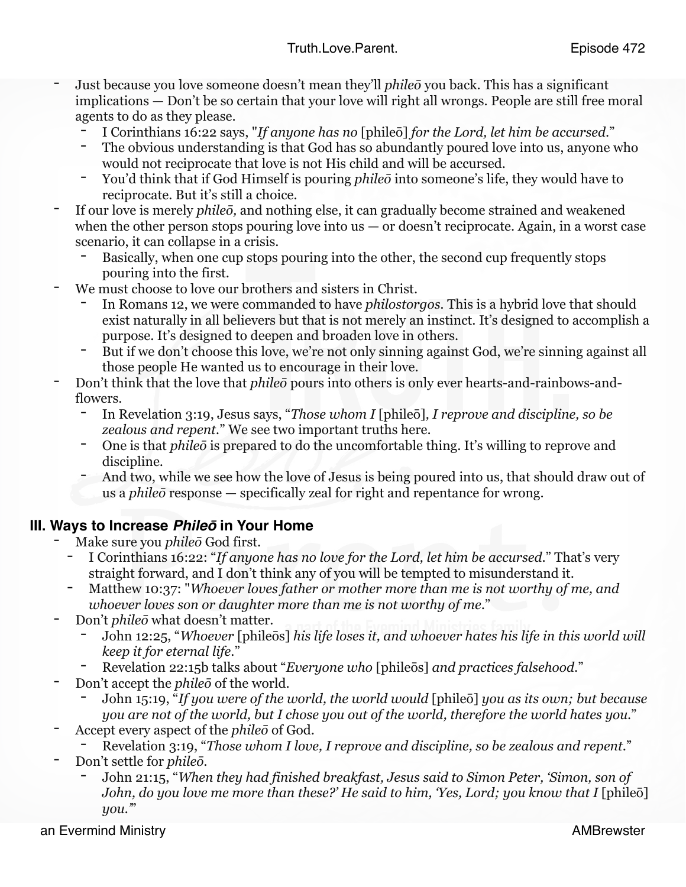- Just because you love someone doesn't mean they'll *phileō* you back. This has a significant implications — Don't be so certain that your love will right all wrongs. People are still free moral agents to do as they please.
  - I Corinthians 16:22 says, "*If anyone has no* [phileō] *for the Lord, let him be accursed*."
  - The obvious understanding is that God has so abundantly poured love into us, anyone who would not reciprocate that love is not His child and will be accursed.
  - You'd think that if God Himself is pouring *phileō* into someone's life, they would have to reciprocate. But it's still a choice.
- If our love is merely *phileō,* and nothing else, it can gradually become strained and weakened when the other person stops pouring love into us — or doesn't reciprocate. Again, in a worst case scenario, it can collapse in a crisis.
  - Basically, when one cup stops pouring into the other, the second cup frequently stops pouring into the first.
- We must choose to love our brothers and sisters in Christ.
  - In Romans 12, we were commanded to have *philostorgos*. This is a hybrid love that should exist naturally in all believers but that is not merely an instinct. It's designed to accomplish a purpose. It's designed to deepen and broaden love in others.
  - But if we don't choose this love, we're not only sinning against God, we're sinning against all those people He wanted us to encourage in their love.
- Don't think that the love that *phileō* pours into others is only ever hearts-and-rainbows-and-flowers.
  - In Revelation 3:19, Jesus says, "*Those whom I* [phileō]*, I reprove and discipline, so be zealous and repent*." We see two important truths here.
  - One is that *phileō* is prepared to do the uncomfortable thing. It's willing to reprove and discipline.
  - And two, while we see how the love of Jesus is being poured into us, that should draw out of us a *phileō* response — specifically zeal for right and repentance for wrong.

## III. Ways to Increase *Phileō* in Your Home

- Make sure you *phileō* God first.
  - I Corinthians 16:22: "*If anyone has no love for the Lord, let him be accursed*." That's very straight forward, and I don't think any of you will be tempted to misunderstand it.
  - Matthew 10:37: "*Whoever loves father or mother more than me is not worthy of me, and whoever loves son or daughter more than me is not worthy of me*."
- Don't *phileō* what doesn't matter.
  - John 12:25, "*Whoever* [phileōs] *his life loses it, and whoever hates his life in this world will keep it for eternal life*."
  - Revelation 22:15b talks about "*Everyone who* [phileōs] *and practices falsehood*."
- Don't accept the *phileō* of the world.
  - John 15:19, "*If you were of the world, the world would* [phileō] *you as its own; but because you are not of the world, but I chose you out of the world, therefore the world hates you*."
- Accept every aspect of the *phileō* of God.
  - Revelation 3:19, "*Those whom I love, I reprove and discipline, so be zealous and repent*."
- Don't settle for *phileō*.
  - John 21:15, "*When they had finished breakfast, Jesus said to Simon Peter, 'Simon, son of John, do you love me more than these?' He said to him, 'Yes, Lord; you know that I* [phileō] *you.'*"